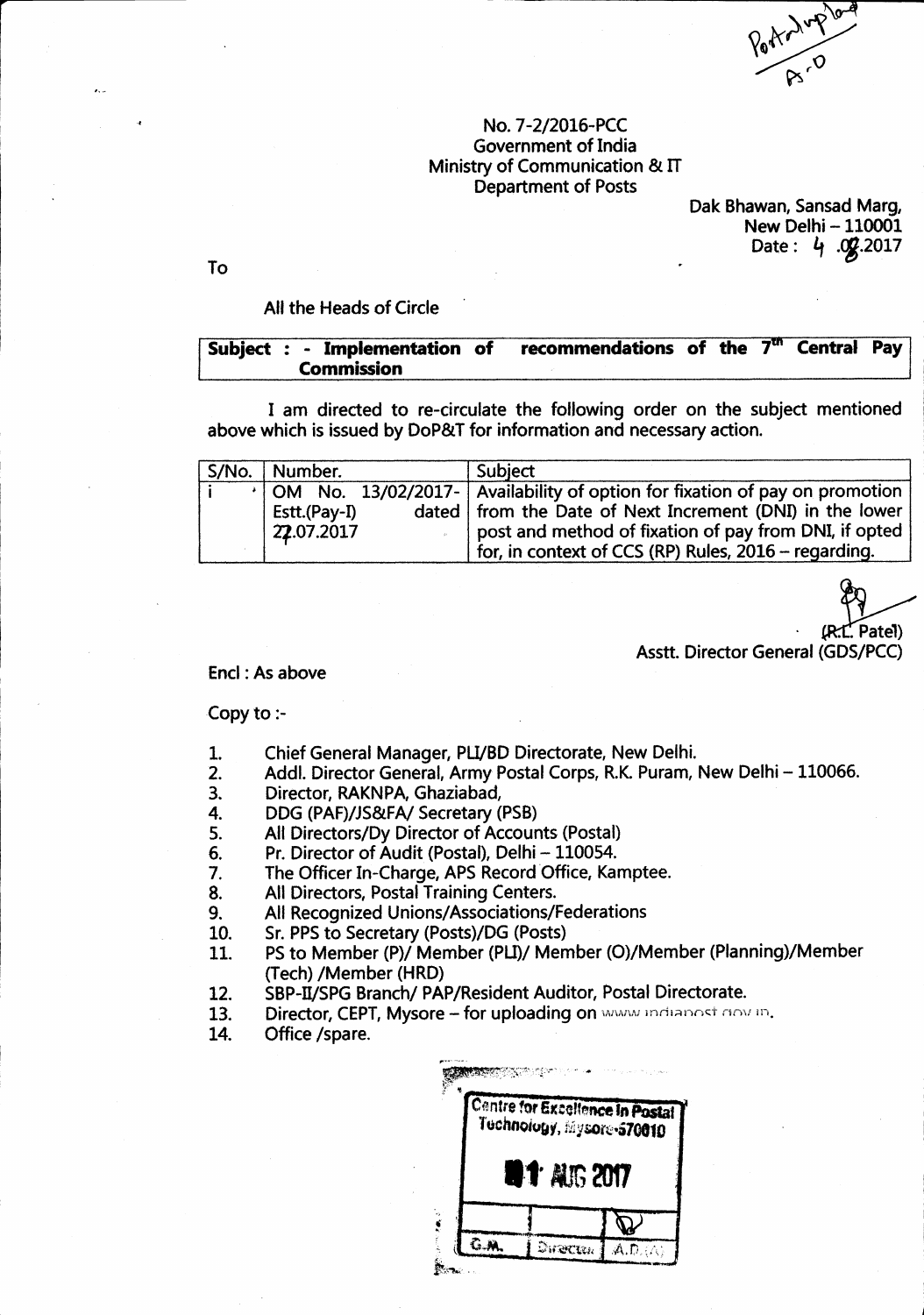Postal upload
A-D

No. 7-2/2016-PCC
Government of India
Ministry of Communication & IT
Department of Posts

Dak Bhawan, Sansad Marg,
New Delhi – 110001
Date : 4 .08.2017

To

All the Heads of Circle

**Subject : - Implementation of recommendations of the 7th Central Pay Commission**

I am directed to re-circulate the following order on the subject mentioned above which is issued by DoP&T for information and necessary action.

| S/No. | Number. | Subject |
|---|---|---|
| i | OM No. 13/02/2017-Estt.(Pay-I) dated 27.07.2017 | Availability of option for fixation of pay on promotion from the Date of Next Increment (DNI) in the lower post and method of fixation of pay from DNI, if opted for, in context of CCS (RP) Rules, 2016 – regarding. |

(R.L. Patel)
Asstt. Director General (GDS/PCC)

Encl : As above

Copy to :-

1. Chief General Manager, PLI/BD Directorate, New Delhi.
2. Addl. Director General, Army Postal Corps, R.K. Puram, New Delhi – 110066.
3. Director, RAKNPA, Ghaziabad,
4. DDG (PAF)/JS&FA/ Secretary (PSB)
5. All Directors/Dy Director of Accounts (Postal)
6. Pr. Director of Audit (Postal), Delhi – 110054.
7. The Officer In-Charge, APS Record Office, Kamptee.
8. All Directors, Postal Training Centers.
9. All Recognized Unions/Associations/Federations
10. Sr. PPS to Secretary (Posts)/DG (Posts)
11. PS to Member (P)/ Member (PLI)/ Member (O)/Member (Planning)/Member (Tech) /Member (HRD)
12. SBP-II/SPG Branch/ PAP/Resident Auditor, Postal Directorate.
13. Director, CEPT, Mysore – for uploading on www.indiapost.gov.in.
14. Office /spare.

Centre for Excellence in Postal Technology, Mysore-570010
01 AUG 2017
G.M. | Director | A.D.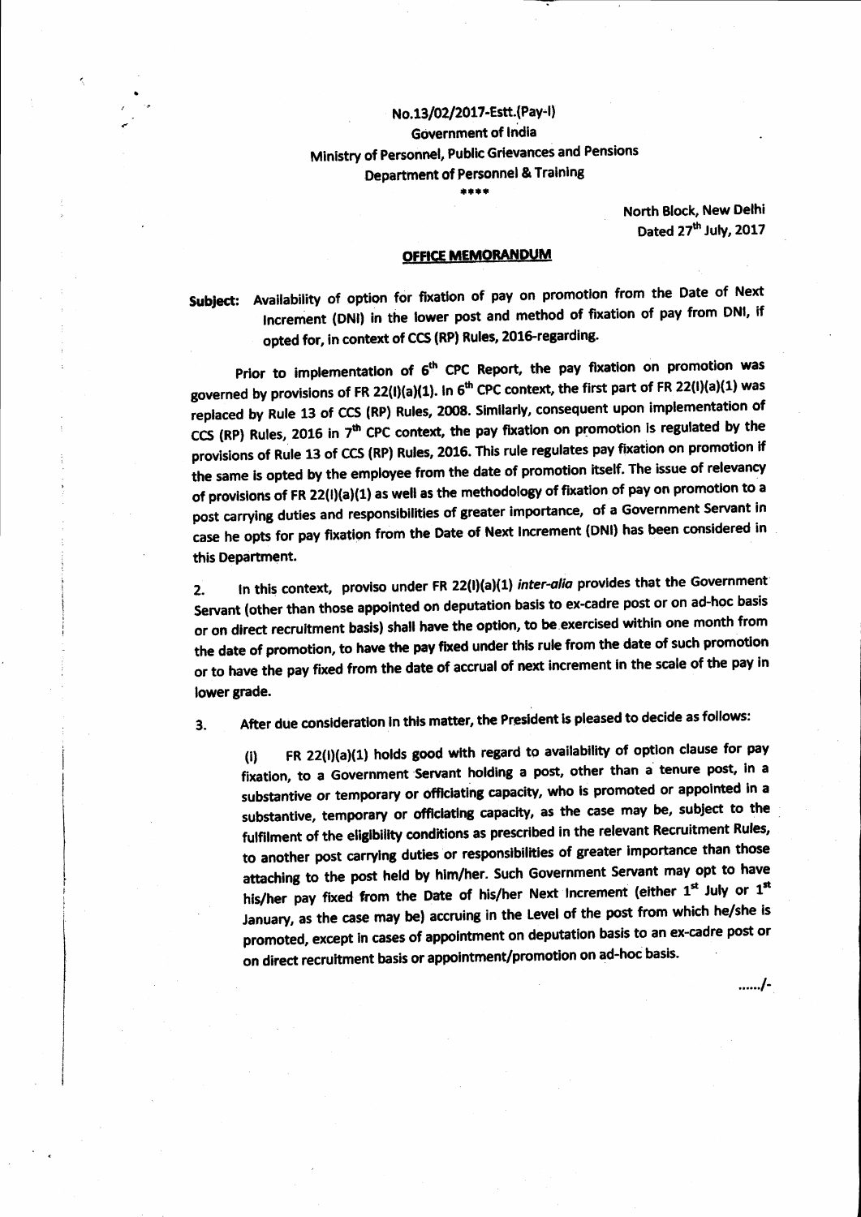No.13/02/2017-Estt.(Pay-I)
Government of India
Ministry of Personnel, Public Grievances and Pensions
Department of Personnel & Training

\*\*\*\*

North Block, New Delhi
Dated 27th July, 2017

## OFFICE MEMORANDUM

**Subject:** Availability of option for fixation of pay on promotion from the Date of Next Increment (DNI) in the lower post and method of fixation of pay from DNI, if opted for, in context of CCS (RP) Rules, 2016-regarding.

Prior to implementation of 6th CPC Report, the pay fixation on promotion was governed by provisions of FR 22(I)(a)(1). In 6th CPC context, the first part of FR 22(I)(a)(1) was replaced by Rule 13 of CCS (RP) Rules, 2008. Similarly, consequent upon implementation of CCS (RP) Rules, 2016 in 7th CPC context, the pay fixation on promotion is regulated by the provisions of Rule 13 of CCS (RP) Rules, 2016. This rule regulates pay fixation on promotion if the same is opted by the employee from the date of promotion itself. The issue of relevancy of provisions of FR 22(I)(a)(1) as well as the methodology of fixation of pay on promotion to a post carrying duties and responsibilities of greater importance, of a Government Servant in case he opts for pay fixation from the Date of Next Increment (DNI) has been considered in this Department.

2. In this context, proviso under FR 22(I)(a)(1) *inter-alia* provides that the Government Servant (other than those appointed on deputation basis to ex-cadre post or on ad-hoc basis or on direct recruitment basis) shall have the option, to be exercised within one month from the date of promotion, to have the pay fixed under this rule from the date of such promotion or to have the pay fixed from the date of accrual of next increment in the scale of the pay in lower grade.

3. After due consideration in this matter, the President is pleased to decide as follows:

(i) FR 22(I)(a)(1) holds good with regard to availability of option clause for pay fixation, to a Government Servant holding a post, other than a tenure post, in a substantive or temporary or officiating capacity, who is promoted or appointed in a substantive, temporary or officiating capacity, as the case may be, subject to the fulfilment of the eligibility conditions as prescribed in the relevant Recruitment Rules, to another post carrying duties or responsibilities of greater importance than those attaching to the post held by him/her. Such Government Servant may opt to have his/her pay fixed from the Date of his/her Next Increment (either 1st July or 1st January, as the case may be) accruing in the Level of the post from which he/she is promoted, except in cases of appointment on deputation basis to an ex-cadre post or on direct recruitment basis or appointment/promotion on ad-hoc basis.

....../-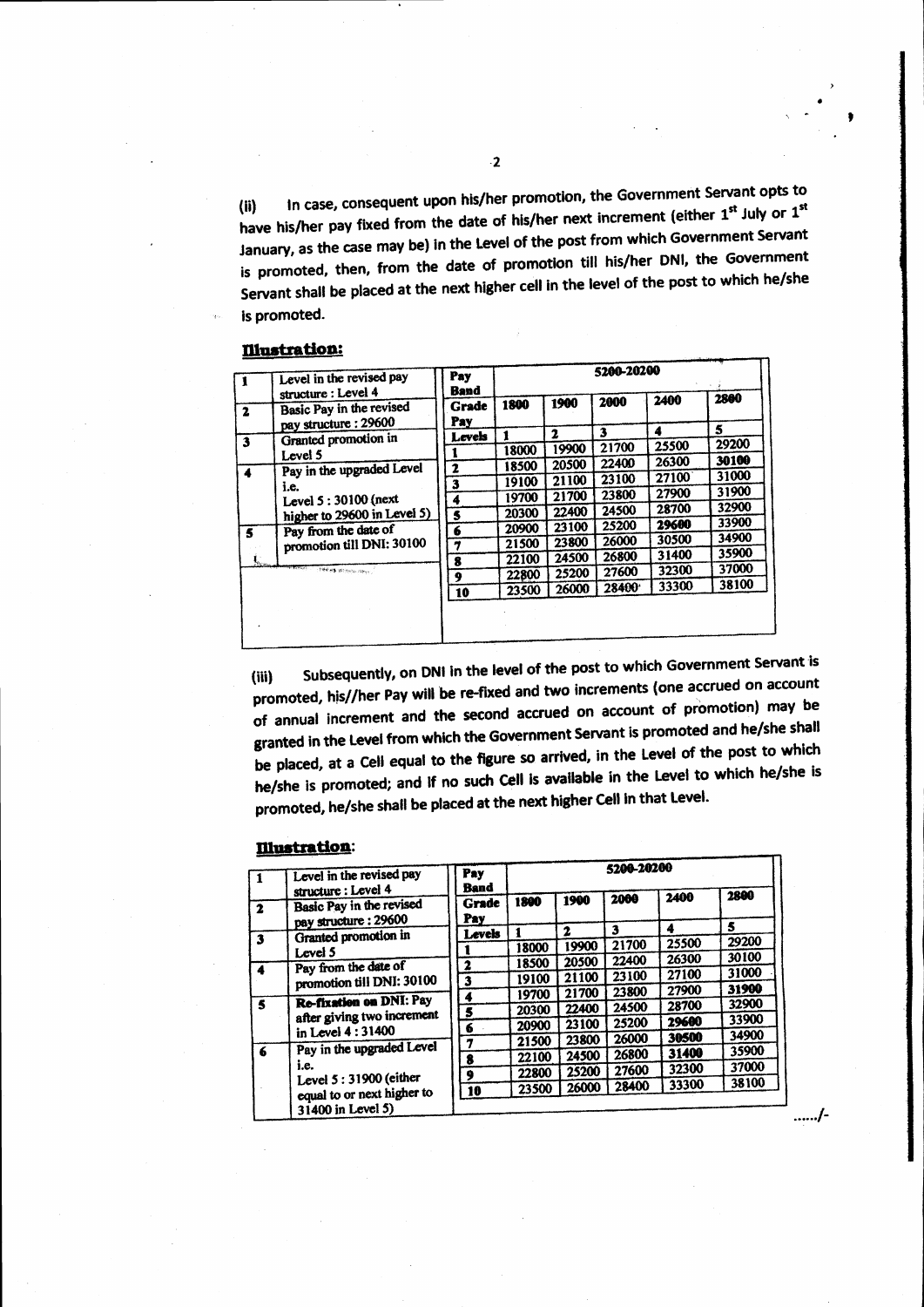(ii) In case, consequent upon his/her promotion, the Government Servant opts to have his/her pay fixed from the date of his/her next increment (either 1st July or 1st January, as the case may be) in the Level of the post from which Government Servant is promoted, then, from the date of promotion till his/her DNI, the Government Servant shall be placed at the next higher cell in the level of the post to which he/she is promoted.

**Illustration:**

| 1 | Level in the revised pay structure : Level 4 |
|---|---|
| 2 | Basic Pay in the revised pay structure : 29600 |
| 3 | Granted promotion in Level 5 |
| 4 | Pay in the upgraded Level i.e. Level 5 : 30100 (next higher to 29600 in Level 5) |
| 5 | Pay from the date of promotion till DNI: 30100 |

| Pay Band | 5200-20200 | | | | |
|---|---|---|---|---|---|
| Grade Pay | 1800 | 1900 | 2000 | 2400 | 2800 |
| Levels | 1 | 2 | 3 | 4 | 5 |
| 1 | 18000 | 19900 | 21700 | 25500 | 29200 |
| 2 | 18500 | 20500 | 22400 | 26300 | **30100** |
| 3 | 19100 | 21100 | 23100 | 27100 | 31000 |
| 4 | 19700 | 21700 | 23800 | 27900 | 31900 |
| 5 | 20300 | 22400 | 24500 | 28700 | 32900 |
| 6 | 20900 | 23100 | 25200 | **29600** | 33900 |
| 7 | 21500 | 23800 | 26000 | 30500 | 34900 |
| 8 | 22100 | 24500 | 26800 | 31400 | 35900 |
| 9 | 22800 | 25200 | 27600 | 32300 | 37000 |
| 10 | 23500 | 26000 | 28400 | 33300 | 38100 |

(iii) Subsequently, on DNI in the level of the post to which Government Servant is promoted, his//her Pay will be re-fixed and two increments (one accrued on account of annual increment and the second accrued on account of promotion) may be granted in the Level from which the Government Servant is promoted and he/she shall be placed, at a Cell equal to the figure so arrived, in the Level of the post to which he/she is promoted; and if no such Cell is available in the Level to which he/she is promoted, he/she shall be placed at the next higher Cell in that Level.

**Illustration:**

| 1 | Level in the revised pay structure : Level 4 |
|---|---|
| 2 | Basic Pay in the revised pay structure : 29600 |
| 3 | Granted promotion in Level 5 |
| 4 | Pay from the date of promotion till DNI: 30100 |
| 5 | **Re-fixation on DNI:** Pay after giving two increment in Level 4 : 31400 |
| 6 | Pay in the upgraded Level i.e. Level 5 : 31900 (either equal to or next higher to 31400 in Level 5) |

| Pay Band | 5200-20200 | | | | |
|---|---|---|---|---|---|
| Grade Pay | 1800 | 1900 | 2000 | 2400 | 2800 |
| Levels | 1 | 2 | 3 | 4 | 5 |
| 1 | 18000 | 19900 | 21700 | 25500 | 29200 |
| 2 | 18500 | 20500 | 22400 | 26300 | 30100 |
| 3 | 19100 | 21100 | 23100 | 27100 | 31000 |
| 4 | 19700 | 21700 | 23800 | 27900 | **31900** |
| 5 | 20300 | 22400 | 24500 | 28700 | 32900 |
| 6 | 20900 | 23100 | 25200 | **29600** | 33900 |
| 7 | 21500 | 23800 | 26000 | **30500** | 34900 |
| 8 | 22100 | 24500 | 26800 | **31400** | 35900 |
| 9 | 22800 | 25200 | 27600 | 32300 | 37000 |
| 10 | 23500 | 26000 | 28400 | 33300 | 38100 |

....../-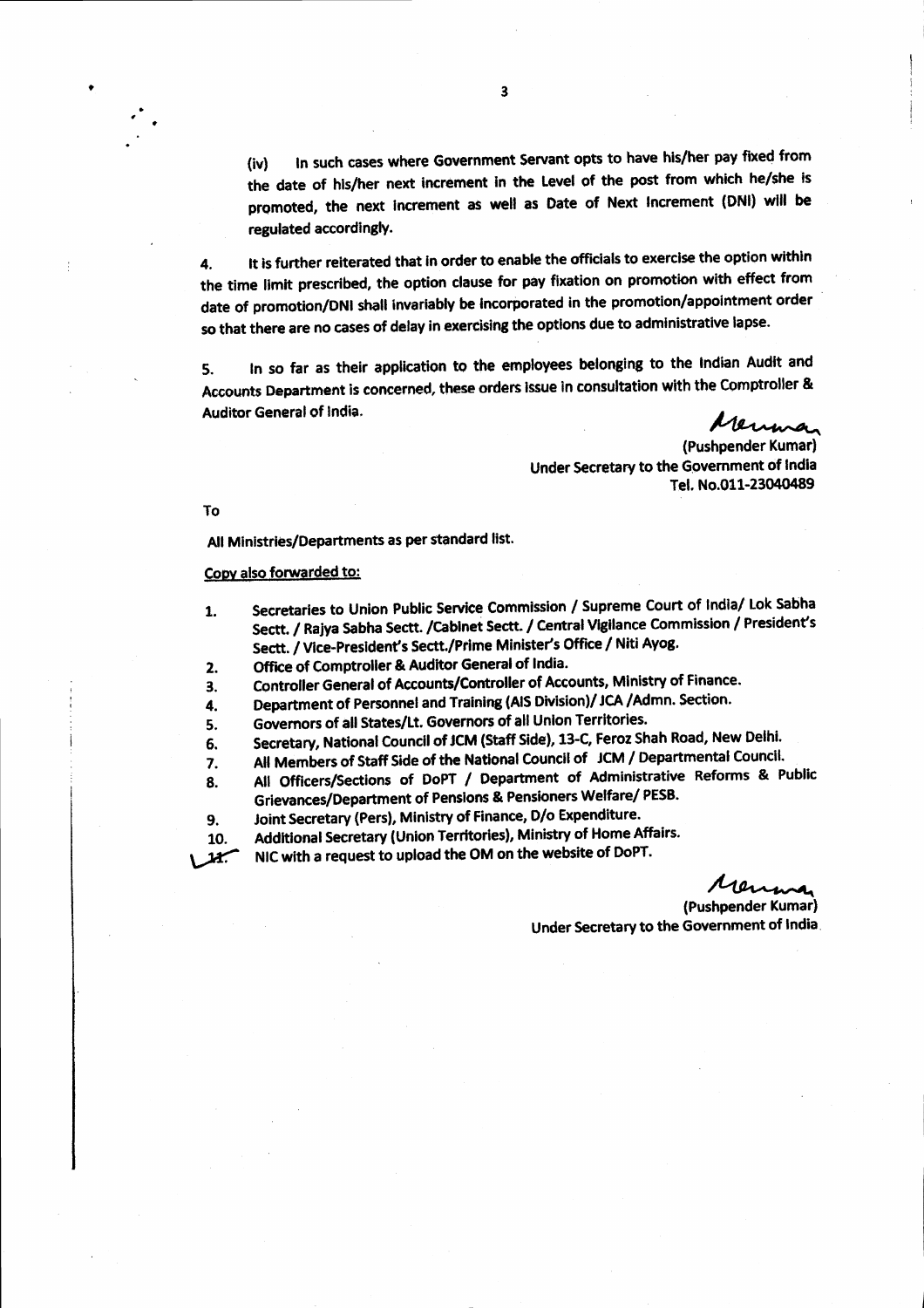(iv) In such cases where Government Servant opts to have his/her pay fixed from the date of his/her next increment in the Level of the post from which he/she is promoted, the next increment as well as Date of Next Increment (DNI) will be regulated accordingly.

4. It is further reiterated that in order to enable the officials to exercise the option within the time limit prescribed, the option clause for pay fixation on promotion with effect from date of promotion/DNI shall invariably be incorporated in the promotion/appointment order so that there are no cases of delay in exercising the options due to administrative lapse.

5. In so far as their application to the employees belonging to the Indian Audit and Accounts Department is concerned, these orders issue in consultation with the Comptroller & Auditor General of India.

(Pushpender Kumar)
Under Secretary to the Government of India
Tel. No.011-23040489

To

All Ministries/Departments as per standard list.

Copy also forwarded to:

1. Secretaries to Union Public Service Commission / Supreme Court of India/ Lok Sabha Sectt. / Rajya Sabha Sectt. /Cabinet Sectt. / Central Vigilance Commission / President's Sectt. / Vice-President's Sectt./Prime Minister's Office / Niti Ayog.
2. Office of Comptroller & Auditor General of India.
3. Controller General of Accounts/Controller of Accounts, Ministry of Finance.
4. Department of Personnel and Training (AIS Division)/ JCA /Admn. Section.
5. Governors of all States/Lt. Governors of all Union Territories.
6. Secretary, National Council of JCM (Staff Side), 13-C, Feroz Shah Road, New Delhi.
7. All Members of Staff Side of the National Council of JCM / Departmental Council.
8. All Officers/Sections of DoPT / Department of Administrative Reforms & Public Grievances/Department of Pensions & Pensioners Welfare/ PESB.
9. Joint Secretary (Pers), Ministry of Finance, D/o Expenditure.
10. Additional Secretary (Union Territories), Ministry of Home Affairs.
11. NIC with a request to upload the OM on the website of DoPT.

(Pushpender Kumar)
Under Secretary to the Government of India